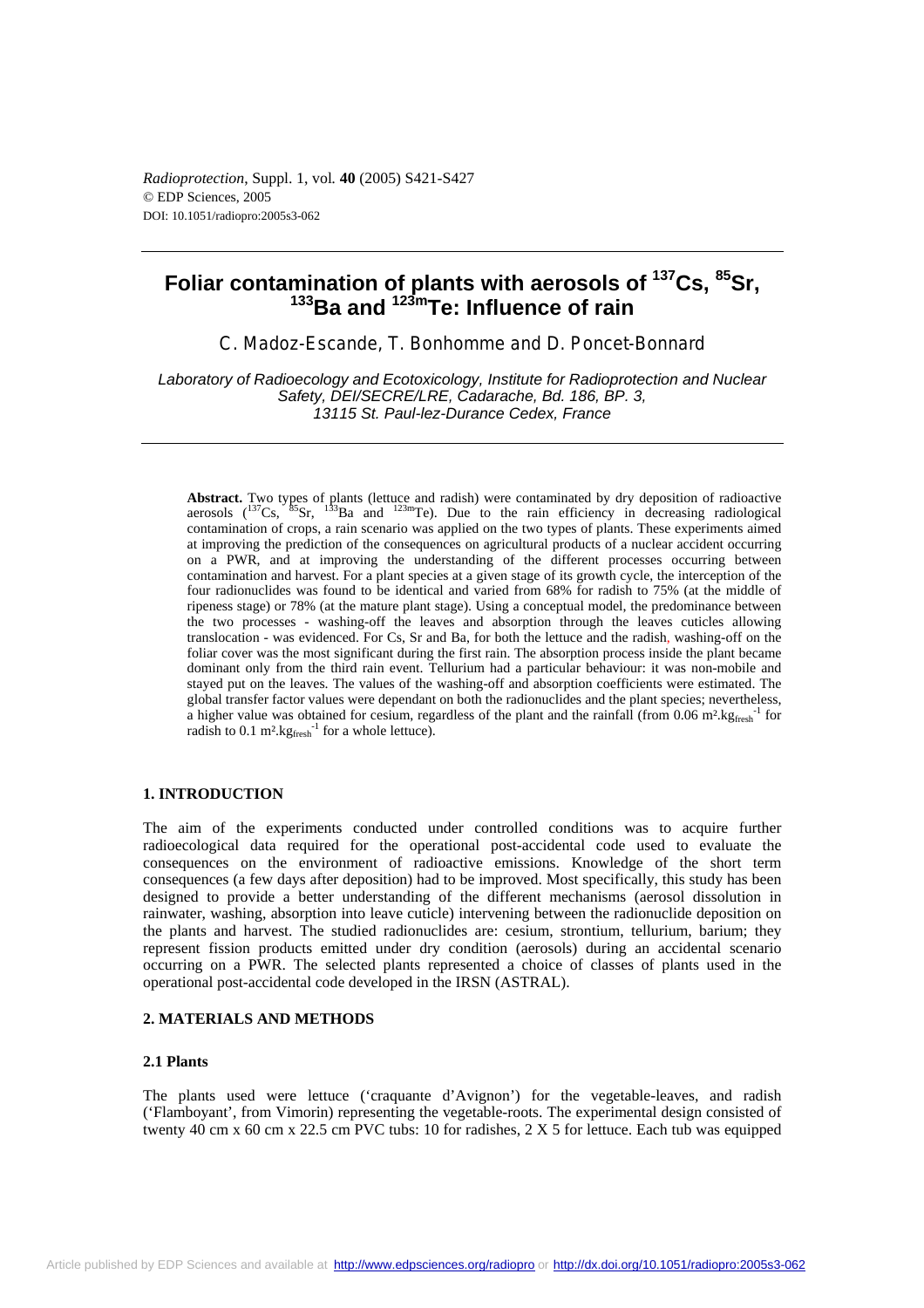# Foliar contamination of plants with aerosols of $^{137}$Cs, $^{85}$Sr, $^{133}$Ba and $^{123m}$Te: Influence of rain

C. Madoz-Escande, T. Bonhomme and D. Poncet-Bonnard

*Laboratory of Radioecology and Ecotoxicology, Institute for Radioprotection and Nuclear Safety, DEI/SECRE/LRE, Cadarache, Bd. 186, BP. 3, 13115 St. Paul-lez-Durance Cedex, France*

**Abstract.** Two types of plants (lettuce and radish) were contaminated by dry deposition of radioactive aerosols ($^{137}$Cs, $^{85}$Sr, $^{133}$Ba and $^{123m}$Te). Due to the rain efficiency in decreasing radiological contamination of crops, a rain scenario was applied on the two types of plants. These experiments aimed at improving the prediction of the consequences on agricultural products of a nuclear accident occurring on a PWR, and at improving the understanding of the different processes occurring between contamination and harvest. For a plant species at a given stage of its growth cycle, the interception of the four radionuclides was found to be identical and varied from 68% for radish to 75% (at the middle of ripeness stage) or 78% (at the mature plant stage). Using a conceptual model, the predominance between the two processes - washing-off the leaves and absorption through the leaves cuticles allowing translocation - was evidenced. For Cs, Sr and Ba, for both the lettuce and the radish, washing-off on the foliar cover was the most significant during the first rain. The absorption process inside the plant became dominant only from the third rain event. Tellurium had a particular behaviour: it was non-mobile and stayed put on the leaves. The values of the washing-off and absorption coefficients were estimated. The global transfer factor values were dependant on both the radionuclides and the plant species; nevertheless, a higher value was obtained for cesium, regardless of the plant and the rainfall (from 0.06 $m^2.kg_{fresh}^{-1}$ for radish to 0.1 $m^2.kg_{fresh}^{-1}$ for a whole lettuce).

## 1. INTRODUCTION

The aim of the experiments conducted under controlled conditions was to acquire further radioecological data required for the operational post-accidental code used to evaluate the consequences on the environment of radioactive emissions. Knowledge of the short term consequences (a few days after deposition) had to be improved. Most specifically, this study has been designed to provide a better understanding of the different mechanisms (aerosol dissolution in rainwater, washing, absorption into leave cuticle) intervening between the radionuclide deposition on the plants and harvest. The studied radionuclides are: cesium, strontium, tellurium, barium; they represent fission products emitted under dry condition (aerosols) during an accidental scenario occurring on a PWR. The selected plants represented a choice of classes of plants used in the operational post-accidental code developed in the IRSN (ASTRAL).

## 2. MATERIALS AND METHODS

### 2.1 Plants

The plants used were lettuce ('craquante d'Avignon') for the vegetable-leaves, and radish ('Flamboyant', from Vimorin) representing the vegetable-roots. The experimental design consisted of twenty 40 cm x 60 cm x 22.5 cm PVC tubs: 10 for radishes, 2 X 5 for lettuce. Each tub was equipped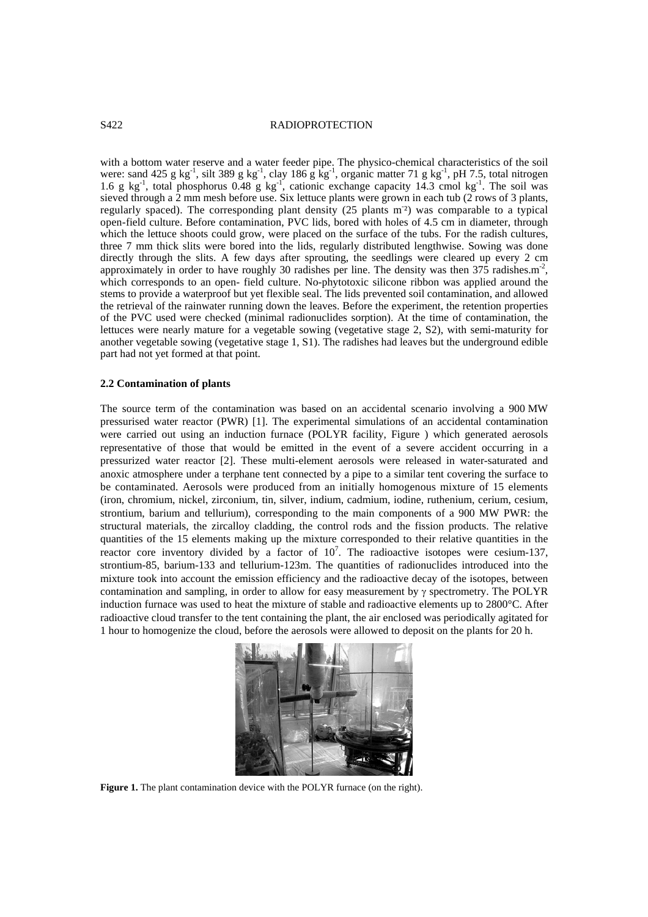with a bottom water reserve and a water feeder pipe. The physico-chemical characteristics of the soil were: sand 425 g $kg^{-1}$, silt 389 g $kg^{-1}$, clay 186 g $kg^{-1}$, organic matter 71 g $kg^{-1}$, pH 7.5, total nitrogen 1.6 g $kg^{-1}$, total phosphorus 0.48 g $kg^{-1}$, cationic exchange capacity 14.3 cmol $kg^{-1}$. The soil was sieved through a 2 mm mesh before use. Six lettuce plants were grown in each tub (2 rows of 3 plants, regularly spaced). The corresponding plant density (25 plants $m^{-2}$) was comparable to a typical open-field culture. Before contamination, PVC lids, bored with holes of 4.5 cm in diameter, through which the lettuce shoots could grow, were placed on the surface of the tubs. For the radish cultures, three 7 mm thick slits were bored into the lids, regularly distributed lengthwise. Sowing was done directly through the slits. A few days after sprouting, the seedlings were cleared up every 2 cm approximately in order to have roughly 30 radishes per line. The density was then 375 radishes.$m^{-2}$, which corresponds to an open- field culture. No-phytotoxic silicone ribbon was applied around the stems to provide a waterproof but yet flexible seal. The lids prevented soil contamination, and allowed the retrieval of the rainwater running down the leaves. Before the experiment, the retention properties of the PVC used were checked (minimal radionuclides sorption). At the time of contamination, the lettuces were nearly mature for a vegetable sowing (vegetative stage 2, S2), with semi-maturity for another vegetable sowing (vegetative stage 1, S1). The radishes had leaves but the underground edible part had not yet formed at that point.

### 2.2 Contamination of plants

The source term of the contamination was based on an accidental scenario involving a 900 MW pressurised water reactor (PWR) [1]. The experimental simulations of an accidental contamination were carried out using an induction furnace (POLYR facility, Figure ) which generated aerosols representative of those that would be emitted in the event of a severe accident occurring in a pressurized water reactor [2]. These multi-element aerosols were released in water-saturated and anoxic atmosphere under a terphane tent connected by a pipe to a similar tent covering the surface to be contaminated. Aerosols were produced from an initially homogenous mixture of 15 elements (iron, chromium, nickel, zirconium, tin, silver, indium, cadmium, iodine, ruthenium, cerium, cesium, strontium, barium and tellurium), corresponding to the main components of a 900 MW PWR: the structural materials, the zircalloy cladding, the control rods and the fission products. The relative quantities of the 15 elements making up the mixture corresponded to their relative quantities in the reactor core inventory divided by a factor of $10^7$. The radioactive isotopes were cesium-137, strontium-85, barium-133 and tellurium-123m. The quantities of radionuclides introduced into the mixture took into account the emission efficiency and the radioactive decay of the isotopes, between contamination and sampling, in order to allow for easy measurement by $\gamma$ spectrometry. The POLYR induction furnace was used to heat the mixture of stable and radioactive elements up to 2800°C. After radioactive cloud transfer to the tent containing the plant, the air enclosed was periodically agitated for 1 hour to homogenize the cloud, before the aerosols were allowed to deposit on the plants for 20 h.

**Figure 1.** The plant contamination device with the POLYR furnace (on the right).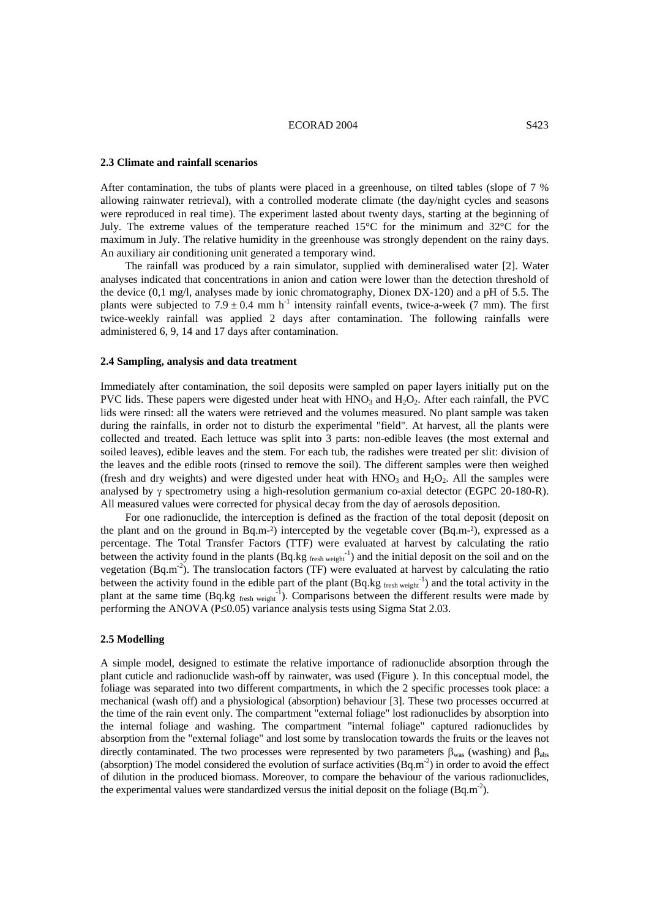### 2.3 Climate and rainfall scenarios

After contamination, the tubs of plants were placed in a greenhouse, on tilted tables (slope of 7 % allowing rainwater retrieval), with a controlled moderate climate (the day/night cycles and seasons were reproduced in real time). The experiment lasted about twenty days, starting at the beginning of July. The extreme values of the temperature reached 15°C for the minimum and 32°C for the maximum in July. The relative humidity in the greenhouse was strongly dependent on the rainy days. An auxiliary air conditioning unit generated a temporary wind.

The rainfall was produced by a rain simulator, supplied with demineralised water [2]. Water analyses indicated that concentrations in anion and cation were lower than the detection threshold of the device (0,1 mg/l, analyses made by ionic chromatography, Dionex DX-120) and a pH of 5.5. The plants were subjected to $7.9 \pm 0.4$ mm $h^{-1}$ intensity rainfall events, twice-a-week (7 mm). The first twice-weekly rainfall was applied 2 days after contamination. The following rainfalls were administered 6, 9, 14 and 17 days after contamination.

### 2.4 Sampling, analysis and data treatment

Immediately after contamination, the soil deposits were sampled on paper layers initially put on the PVC lids. These papers were digested under heat with $HNO_3$ and $H_2O_2$. After each rainfall, the PVC lids were rinsed: all the waters were retrieved and the volumes measured. No plant sample was taken during the rainfalls, in order not to disturb the experimental "field". At harvest, all the plants were collected and treated. Each lettuce was split into 3 parts: non-edible leaves (the most external and soiled leaves), edible leaves and the stem. For each tub, the radishes were treated per slit: division of the leaves and the edible roots (rinsed to remove the soil). The different samples were then weighed (fresh and dry weights) and were digested under heat with $HNO_3$ and $H_2O_2$. All the samples were analysed by $\gamma$ spectrometry using a high-resolution germanium co-axial detector (EGPC 20-180-R). All measured values were corrected for physical decay from the day of aerosols deposition.

For one radionuclide, the interception is defined as the fraction of the total deposit (deposit on the plant and on the ground in Bq.m-²) intercepted by the vegetable cover (Bq.m-²), expressed as a percentage. The Total Transfer Factors (TTF) were evaluated at harvest by calculating the ratio between the activity found in the plants (Bq.kg $_{\text{fresh weight}}^{-1}$) and the initial deposit on the soil and on the vegetation (Bq.m$^{-2}$). The translocation factors (TF) were evaluated at harvest by calculating the ratio between the activity found in the edible part of the plant (Bq.kg $_{\text{fresh weight}}^{-1}$) and the total activity in the plant at the same time (Bq.kg $_{\text{fresh weight}}^{-1}$). Comparisons between the different results were made by performing the ANOVA ($P \leq 0.05$) variance analysis tests using Sigma Stat 2.03.

### 2.5 Modelling

A simple model, designed to estimate the relative importance of radionuclide absorption through the plant cuticle and radionuclide wash-off by rainwater, was used (Figure ). In this conceptual model, the foliage was separated into two different compartments, in which the 2 specific processes took place: a mechanical (wash off) and a physiological (absorption) behaviour [3]. These two processes occurred at the time of the rain event only. The compartment "external foliage" lost radionuclides by absorption into the internal foliage and washing. The compartment "internal foliage" captured radionuclides by absorption from the "external foliage" and lost some by translocation towards the fruits or the leaves not directly contaminated. The two processes were represented by two parameters $\beta_{was}$ (washing) and $\beta_{abs}$ (absorption) The model considered the evolution of surface activities (Bq.m$^{-2}$) in order to avoid the effect of dilution in the produced biomass. Moreover, to compare the behaviour of the various radionuclides, the experimental values were standardized versus the initial deposit on the foliage (Bq.m$^{-2}$).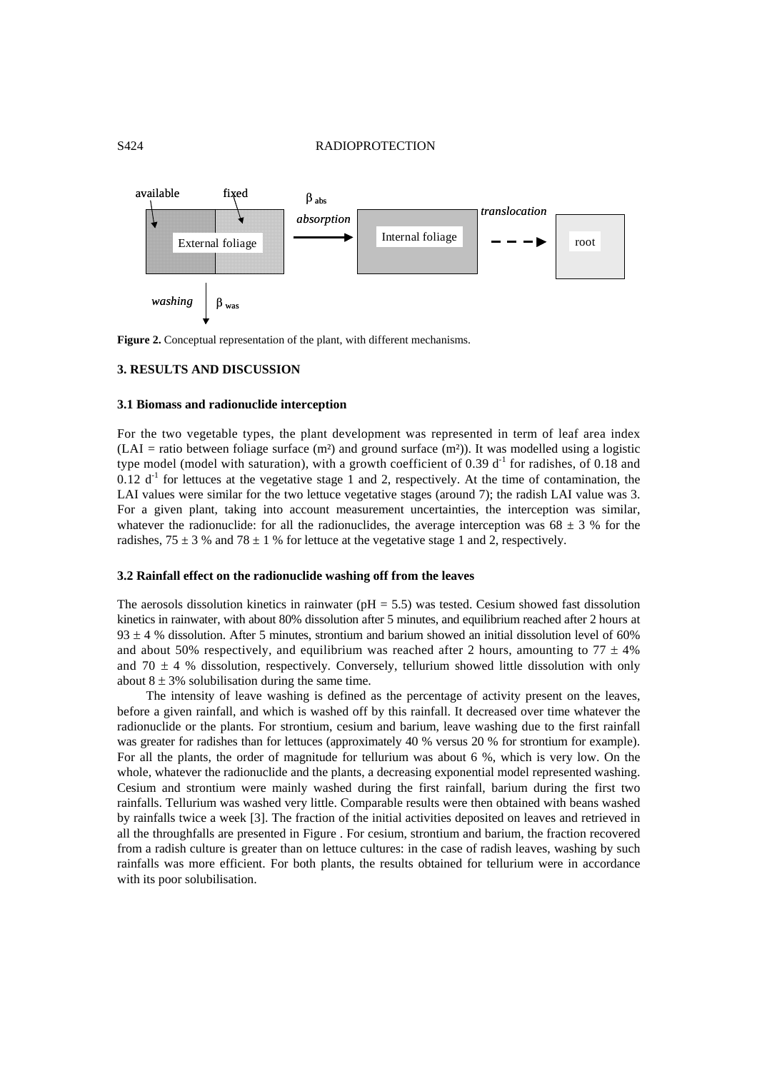available fixed

External foliage

$\beta_{abs}$

*absorption*

Internal foliage

*translocation*

root

*washing* $\beta_{was}$

**Figure 2.** Conceptual representation of the plant, with different mechanisms.

## 3. RESULTS AND DISCUSSION

### 3.1 Biomass and radionuclide interception

For the two vegetable types, the plant development was represented in term of leaf area index (LAI = ratio between foliage surface (m²) and ground surface (m²)). It was modelled using a logistic type model (model with saturation), with a growth coefficient of 0.39 $d^{-1}$ for radishes, of 0.18 and 0.12 $d^{-1}$ for lettuces at the vegetative stage 1 and 2, respectively. At the time of contamination, the LAI values were similar for the two lettuce vegetative stages (around 7); the radish LAI value was 3. For a given plant, taking into account measurement uncertainties, the interception was similar, whatever the radionuclide: for all the radionuclides, the average interception was $68 \pm 3$ % for the radishes, $75 \pm 3$ % and $78 \pm 1$ % for lettuce at the vegetative stage 1 and 2, respectively.

### 3.2 Rainfall effect on the radionuclide washing off from the leaves

The aerosols dissolution kinetics in rainwater (pH = 5.5) was tested. Cesium showed fast dissolution kinetics in rainwater, with about 80% dissolution after 5 minutes, and equilibrium reached after 2 hours at $93 \pm 4$ % dissolution. After 5 minutes, strontium and barium showed an initial dissolution level of 60% and about 50% respectively, and equilibrium was reached after 2 hours, amounting to $77 \pm 4$% and $70 \pm 4$ % dissolution, respectively. Conversely, tellurium showed little dissolution with only about $8 \pm 3$% solubilisation during the same time.

The intensity of leave washing is defined as the percentage of activity present on the leaves, before a given rainfall, and which is washed off by this rainfall. It decreased over time whatever the radionuclide or the plants. For strontium, cesium and barium, leave washing due to the first rainfall was greater for radishes than for lettuces (approximately 40 % versus 20 % for strontium for example). For all the plants, the order of magnitude for tellurium was about 6 %, which is very low. On the whole, whatever the radionuclide and the plants, a decreasing exponential model represented washing. Cesium and strontium were mainly washed during the first rainfall, barium during the first two rainfalls. Tellurium was washed very little. Comparable results were then obtained with beans washed by rainfalls twice a week [3]. The fraction of the initial activities deposited on leaves and retrieved in all the throughfalls are presented in Figure . For cesium, strontium and barium, the fraction recovered from a radish culture is greater than on lettuce cultures: in the case of radish leaves, washing by such rainfalls was more efficient. For both plants, the results obtained for tellurium were in accordance with its poor solubilisation.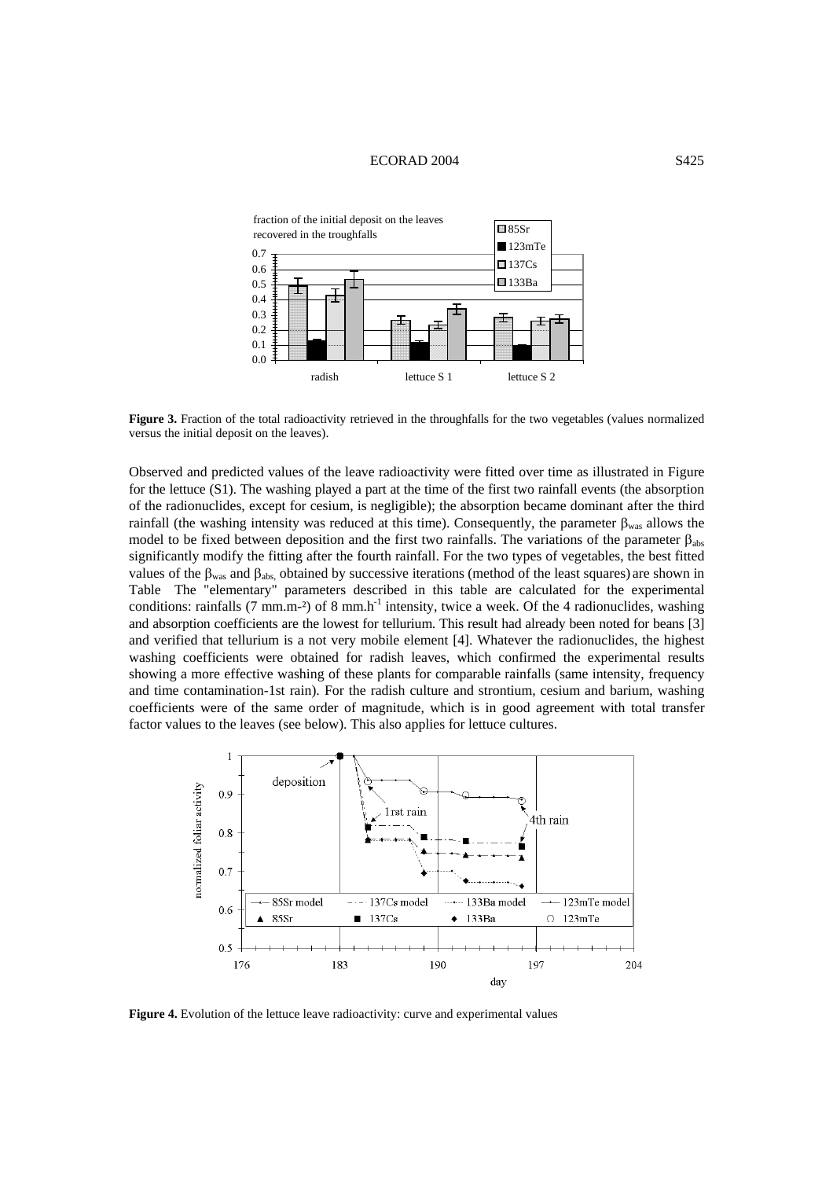**Figure 3.** Fraction of the total radioactivity retrieved in the throughfalls for the two vegetables (values normalized versus the initial deposit on the leaves).

Observed and predicted values of the leave radioactivity were fitted over time as illustrated in Figure for the lettuce (S1). The washing played a part at the time of the first two rainfall events (the absorption of the radionuclides, except for cesium, is negligible); the absorption became dominant after the third rainfall (the washing intensity was reduced at this time). Consequently, the parameter $\beta_{was}$ allows the model to be fixed between deposition and the first two rainfalls. The variations of the parameter $\beta_{abs}$ significantly modify the fitting after the fourth rainfall. For the two types of vegetables, the best fitted values of the $\beta_{was}$ and $\beta_{abs,}$ obtained by successive iterations (method of the least squares) are shown in Table The "elementary" parameters described in this table are calculated for the experimental conditions: rainfalls (7 mm.m-²) of 8 mm.h$^{-1}$ intensity, twice a week. Of the 4 radionuclides, washing and absorption coefficients are the lowest for tellurium. This result had already been noted for beans [3] and verified that tellurium is a not very mobile element [4]. Whatever the radionuclides, the highest washing coefficients were obtained for radish leaves, which confirmed the experimental results showing a more effective washing of these plants for comparable rainfalls (same intensity, frequency and time contamination-1st rain). For the radish culture and strontium, cesium and barium, washing coefficients were of the same order of magnitude, which is in good agreement with total transfer factor values to the leaves (see below). This also applies for lettuce cultures.

**Figure 4.** Evolution of the lettuce leave radioactivity: curve and experimental values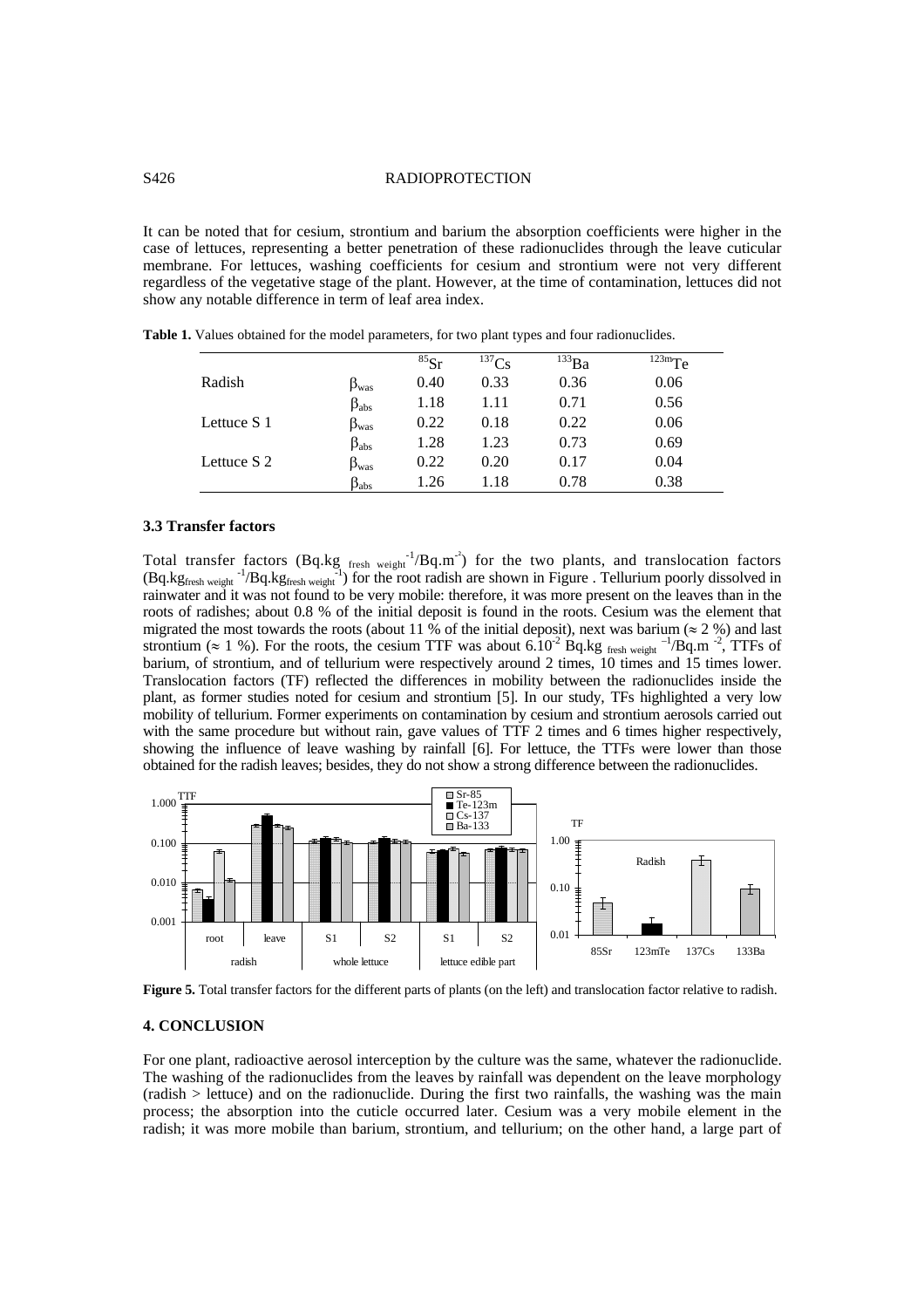It can be noted that for cesium, strontium and barium the absorption coefficients were higher in the case of lettuces, representing a better penetration of these radionuclides through the leave cuticular membrane. For lettuces, washing coefficients for cesium and strontium were not very different regardless of the vegetative stage of the plant. However, at the time of contamination, lettuces did not show any notable difference in term of leaf area index.

**Table 1.** Values obtained for the model parameters, for two plant types and four radionuclides.

| | | $^{85}$Sr | $^{137}$Cs | $^{133}$Ba | $^{123m}$Te |
|---|---|---|---|---|---|
| Radish | $\beta_{was}$ | 0.40 | 0.33 | 0.36 | 0.06 |
| | $\beta_{abs}$ | 1.18 | 1.11 | 0.71 | 0.56 |
| Lettuce S 1 | $\beta_{was}$ | 0.22 | 0.18 | 0.22 | 0.06 |
| | $\beta_{abs}$ | 1.28 | 1.23 | 0.73 | 0.69 |
| Lettuce S 2 | $\beta_{was}$ | 0.22 | 0.20 | 0.17 | 0.04 |
| | $\beta_{abs}$ | 1.26 | 1.18 | 0.78 | 0.38 |

### 3.3 Transfer factors

Total transfer factors (Bq.kg$_{\text{fresh weight}}^{-1}$/Bq.m$^{-2}$) for the two plants, and translocation factors (Bq.kg$_{\text{fresh weight}}^{-1}$/Bq.kg$_{\text{fresh weight}}^{-1}$) for the root radish are shown in Figure . Tellurium poorly dissolved in rainwater and it was not found to be very mobile: therefore, it was more present on the leaves than in the roots of radishes; about 0.8 % of the initial deposit is found in the roots. Cesium was the element that migrated the most towards the roots (about 11 % of the initial deposit), next was barium (≈ 2 %) and last strontium (≈ 1 %). For the roots, the cesium TTF was about $6.10^{-2}$ Bq.kg$_{\text{fresh weight}}^{-1}$/Bq.m$^{-2}$, TTFs of barium, of strontium, and of tellurium were respectively around 2 times, 10 times and 15 times lower. Translocation factors (TF) reflected the differences in mobility between the radionuclides inside the plant, as former studies noted for cesium and strontium [5]. In our study, TFs highlighted a very low mobility of tellurium. Former experiments on contamination by cesium and strontium aerosols carried out with the same procedure but without rain, gave values of TTF 2 times and 6 times higher respectively, showing the influence of leave washing by rainfall [6]. For lettuce, the TTFs were lower than those obtained for the radish leaves; besides, they do not show a strong difference between the radionuclides.

**Figure 5.** Total transfer factors for the different parts of plants (on the left) and translocation factor relative to radish.

## 4. CONCLUSION

For one plant, radioactive aerosol interception by the culture was the same, whatever the radionuclide. The washing of the radionuclides from the leaves by rainfall was dependent on the leave morphology (radish > lettuce) and on the radionuclide. During the first two rainfalls, the washing was the main process; the absorption into the cuticle occurred later. Cesium was a very mobile element in the radish; it was more mobile than barium, strontium, and tellurium; on the other hand, a large part of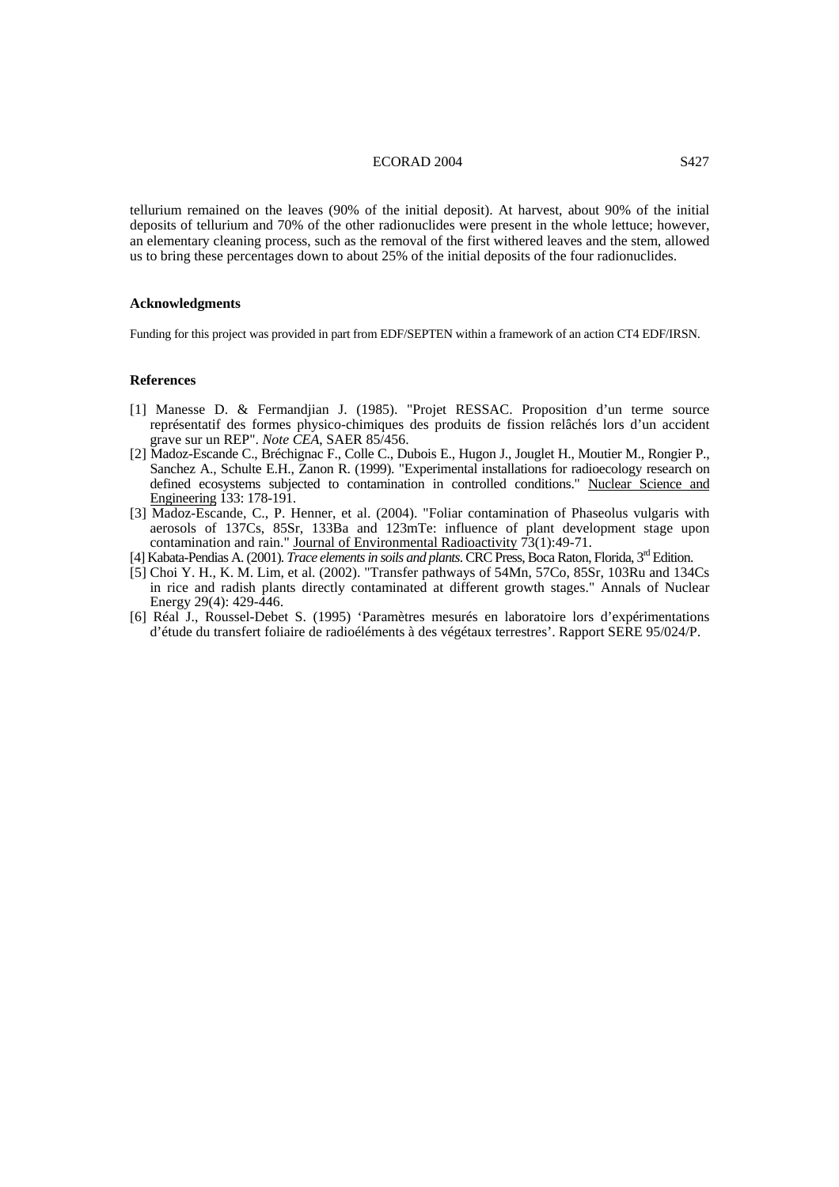tellurium remained on the leaves (90% of the initial deposit). At harvest, about 90% of the initial deposits of tellurium and 70% of the other radionuclides were present in the whole lettuce; however, an elementary cleaning process, such as the removal of the first withered leaves and the stem, allowed us to bring these percentages down to about 25% of the initial deposits of the four radionuclides.

### Acknowledgments

Funding for this project was provided in part from EDF/SEPTEN within a framework of an action CT4 EDF/IRSN.

### References

[1] Manesse D. & Fermandjian J. (1985). "Projet RESSAC. Proposition d'un terme source représentatif des formes physico-chimiques des produits de fission relâchés lors d'un accident grave sur un REP". *Note CEA*, SAER 85/456.

[2] Madoz-Escande C., Bréchignac F., Colle C., Dubois E., Hugon J., Jouglet H., Moutier M., Rongier P., Sanchez A., Schulte E.H., Zanon R. (1999). "Experimental installations for radioecology research on defined ecosystems subjected to contamination in controlled conditions." Nuclear Science and Engineering 133: 178-191.

[3] Madoz-Escande, C., P. Henner, et al. (2004). "Foliar contamination of Phaseolus vulgaris with aerosols of 137Cs, 85Sr, 133Ba and 123mTe: influence of plant development stage upon contamination and rain." Journal of Environmental Radioactivity 73(1):49-71.

[4] Kabata-Pendias A. (2001). *Trace elements in soils and plants*. CRC Press, Boca Raton, Florida, 3rd Edition.

[5] Choi Y. H., K. M. Lim, et al. (2002). "Transfer pathways of 54Mn, 57Co, 85Sr, 103Ru and 134Cs in rice and radish plants directly contaminated at different growth stages." Annals of Nuclear Energy 29(4): 429-446.

[6] Réal J., Roussel-Debet S. (1995) 'Paramètres mesurés en laboratoire lors d'expérimentations d'étude du transfert foliaire de radioéléments à des végétaux terrestres'. Rapport SERE 95/024/P.